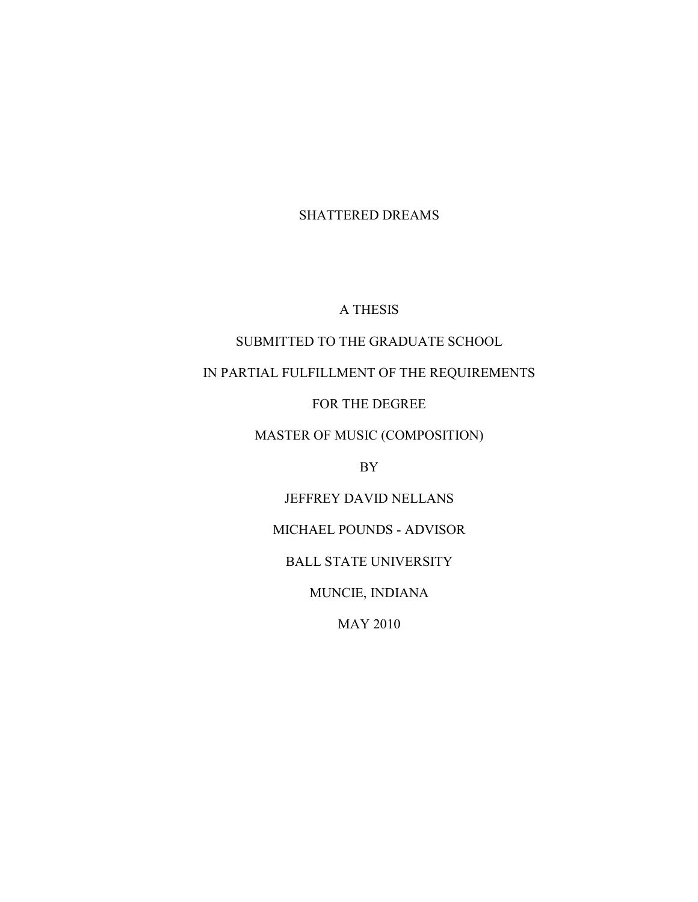# SHATTERED DREAMS

A THESIS

SUBMITTED TO THE GRADUATE SCHOOL

IN PARTIAL FULFILLMENT OF THE REQUIREMENTS

FOR THE DEGREE

MASTER OF MUSIC (COMPOSITION)

BY

JEFFREY DAVID NELLANS

MICHAEL POUNDS - ADVISOR

BALL STATE UNIVERSITY

MUNCIE, INDIANA

MAY 2010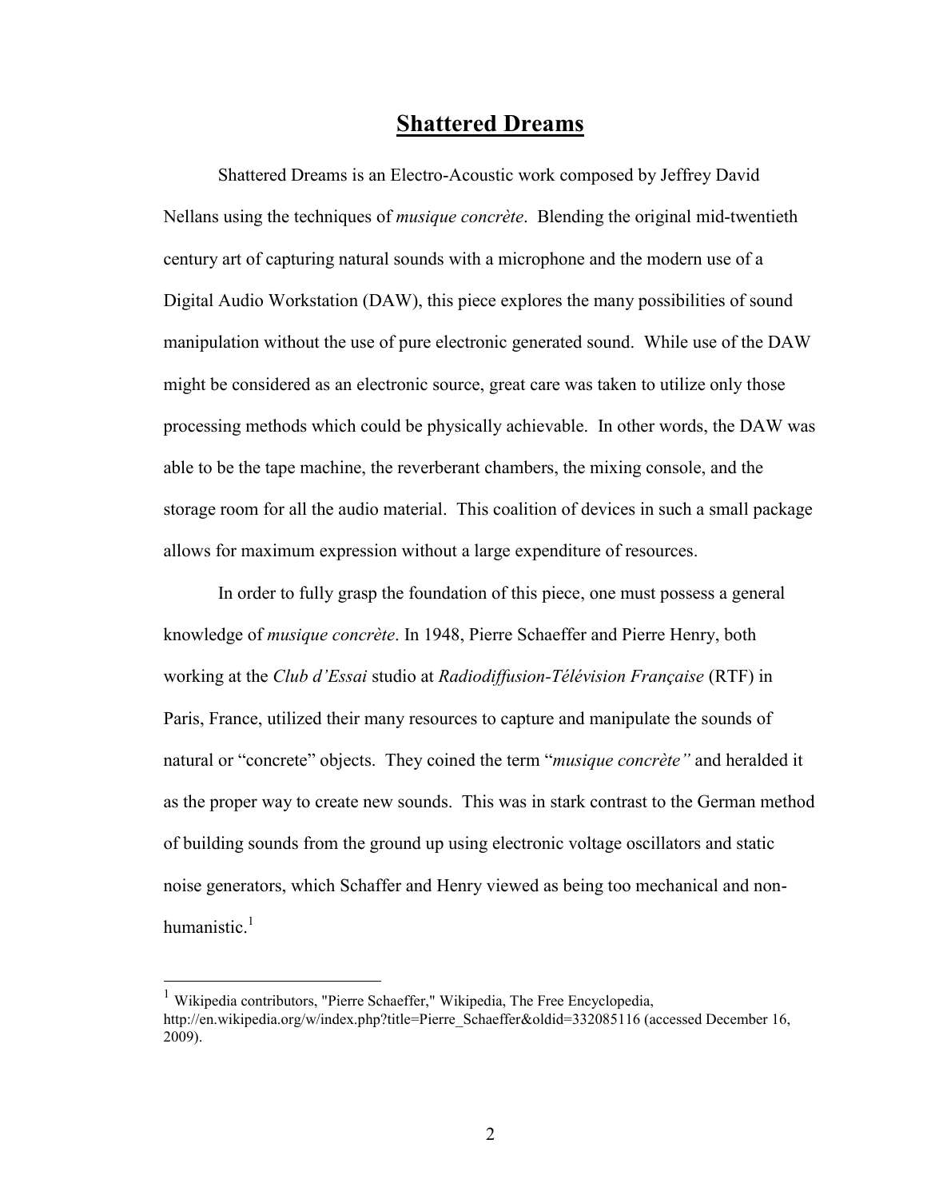# **Shattered Dreams**

Shattered Dreams is an Electro-Acoustic work composed by Jeffrey David Nellans using the techniques of *musique concrète*. Blending the original mid-twentieth century art of capturing natural sounds with a microphone and the modern use of a Digital Audio Workstation (DAW), this piece explores the many possibilities of sound manipulation without the use of pure electronic generated sound. While use of the DAW might be considered as an electronic source, great care was taken to utilize only those processing methods which could be physically achievable. In other words, the DAW was able to be the tape machine, the reverberant chambers, the mixing console, and the storage room for all the audio material. This coalition of devices in such a small package allows for maximum expression without a large expenditure of resources.

In order to fully grasp the foundation of this piece, one must possess a general knowledge of *musique concrète*. In 1948, Pierre Schaeffer and Pierre Henry, both working at the *Club d'Essai* studio at *Radiodiffusion-Télévision Française* (RTF) in Paris, France, utilized their many resources to capture and manipulate the sounds of natural or "concrete" objects. They coined the term "*musique concrète"* and heralded it as the proper way to create new sounds. This was in stark contrast to the German method of building sounds from the ground up using electronic voltage oscillators and static noise generators, which Schaffer and Henry viewed as being too mechanical and non-humanistic.[1]

---

[1] Wikipedia contributors, "Pierre Schaeffer," Wikipedia, The Free Encyclopedia, http://en.wikipedia.org/w/index.php?title=Pierre_Schaeffer&oldid=332085116 (accessed December 16, 2009).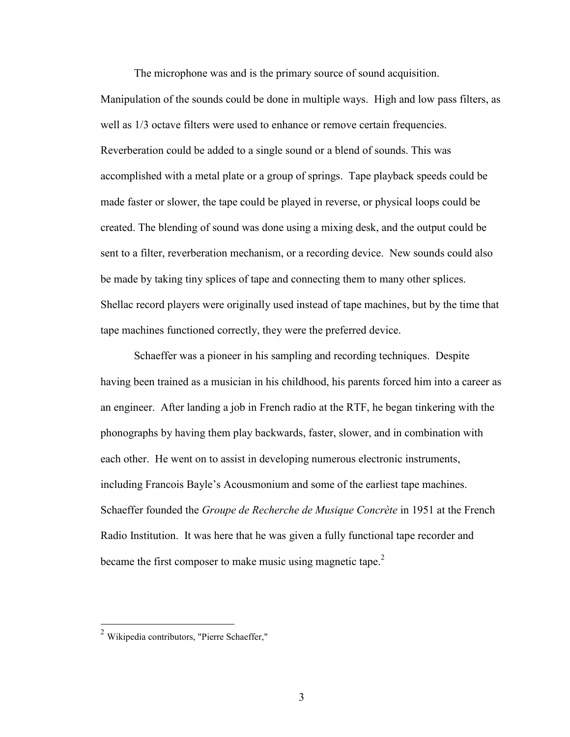The microphone was and is the primary source of sound acquisition. Manipulation of the sounds could be done in multiple ways. High and low pass filters, as well as 1/3 octave filters were used to enhance or remove certain frequencies. Reverberation could be added to a single sound or a blend of sounds. This was accomplished with a metal plate or a group of springs. Tape playback speeds could be made faster or slower, the tape could be played in reverse, or physical loops could be created. The blending of sound was done using a mixing desk, and the output could be sent to a filter, reverberation mechanism, or a recording device. New sounds could also be made by taking tiny splices of tape and connecting them to many other splices. Shellac record players were originally used instead of tape machines, but by the time that tape machines functioned correctly, they were the preferred device.

Schaeffer was a pioneer in his sampling and recording techniques. Despite having been trained as a musician in his childhood, his parents forced him into a career as an engineer. After landing a job in French radio at the RTF, he began tinkering with the phonographs by having them play backwards, faster, slower, and in combination with each other. He went on to assist in developing numerous electronic instruments, including Francois Bayle's Acousmonium and some of the earliest tape machines. Schaeffer founded the *Groupe de Recherche de Musique Concrète* in 1951 at the French Radio Institution. It was here that he was given a fully functional tape recorder and became the first composer to make music using magnetic tape.[2]

---

[2] Wikipedia contributors, "Pierre Schaeffer,"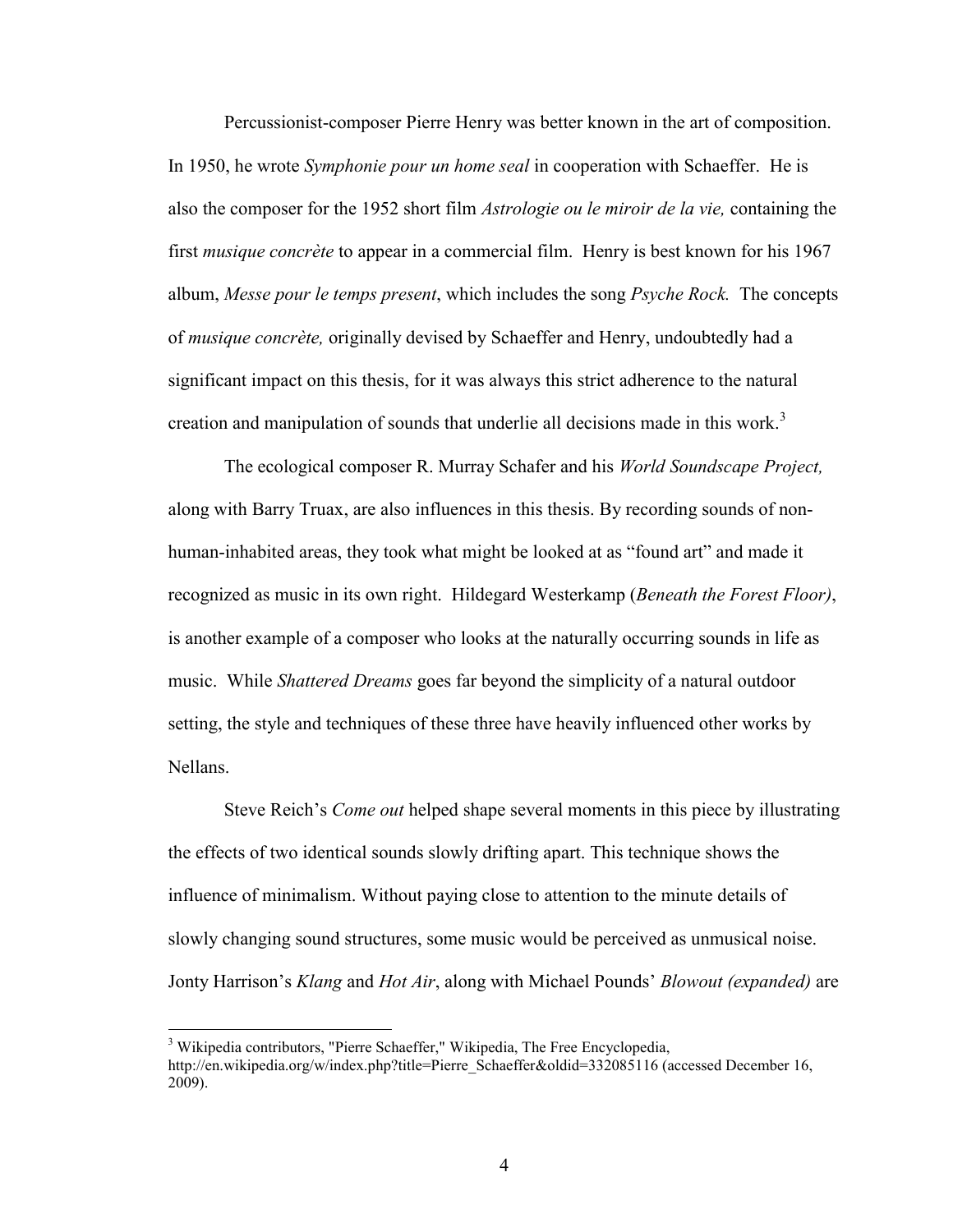Percussionist-composer Pierre Henry was better known in the art of composition. In 1950, he wrote *Symphonie pour un home seal* in cooperation with Schaeffer. He is also the composer for the 1952 short film *Astrologie ou le miroir de la vie,* containing the first *musique concrète* to appear in a commercial film. Henry is best known for his 1967 album, *Messe pour le temps present*, which includes the song *Psyche Rock.* The concepts of *musique concrète,* originally devised by Schaeffer and Henry, undoubtedly had a significant impact on this thesis, for it was always this strict adherence to the natural creation and manipulation of sounds that underlie all decisions made in this work.[3]

The ecological composer R. Murray Schafer and his *World Soundscape Project,* along with Barry Truax, are also influences in this thesis. By recording sounds of non-human-inhabited areas, they took what might be looked at as "found art" and made it recognized as music in its own right. Hildegard Westerkamp (*Beneath the Forest Floor)*, is another example of a composer who looks at the naturally occurring sounds in life as music. While *Shattered Dreams* goes far beyond the simplicity of a natural outdoor setting, the style and techniques of these three have heavily influenced other works by Nellans.

Steve Reich's *Come out* helped shape several moments in this piece by illustrating the effects of two identical sounds slowly drifting apart. This technique shows the influence of minimalism. Without paying close to attention to the minute details of slowly changing sound structures, some music would be perceived as unmusical noise. Jonty Harrison's *Klang* and *Hot Air*, along with Michael Pounds' *Blowout (expanded)* are

---

[3] Wikipedia contributors, "Pierre Schaeffer," Wikipedia, The Free Encyclopedia, http://en.wikipedia.org/w/index.php?title=Pierre_Schaeffer&oldid=332085116 (accessed December 16, 2009).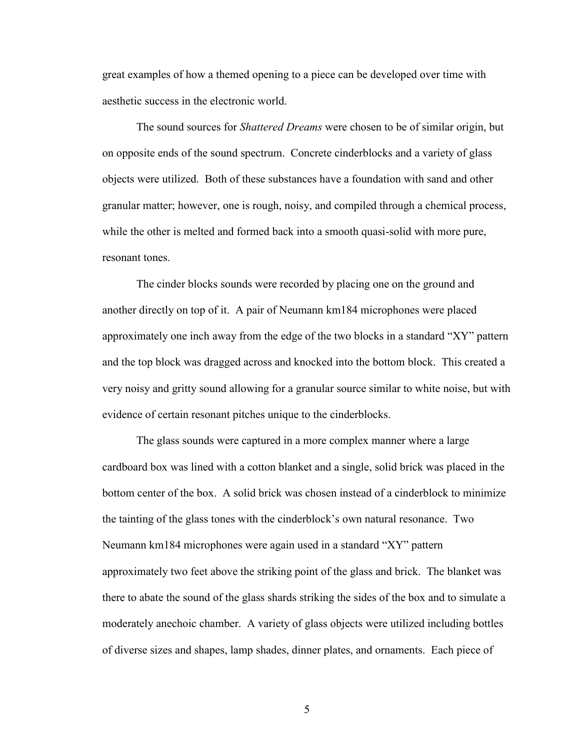great examples of how a themed opening to a piece can be developed over time with aesthetic success in the electronic world.

The sound sources for *Shattered Dreams* were chosen to be of similar origin, but on opposite ends of the sound spectrum. Concrete cinderblocks and a variety of glass objects were utilized. Both of these substances have a foundation with sand and other granular matter; however, one is rough, noisy, and compiled through a chemical process, while the other is melted and formed back into a smooth quasi-solid with more pure, resonant tones.

The cinder blocks sounds were recorded by placing one on the ground and another directly on top of it. A pair of Neumann km184 microphones were placed approximately one inch away from the edge of the two blocks in a standard "XY" pattern and the top block was dragged across and knocked into the bottom block. This created a very noisy and gritty sound allowing for a granular source similar to white noise, but with evidence of certain resonant pitches unique to the cinderblocks.

The glass sounds were captured in a more complex manner where a large cardboard box was lined with a cotton blanket and a single, solid brick was placed in the bottom center of the box. A solid brick was chosen instead of a cinderblock to minimize the tainting of the glass tones with the cinderblock's own natural resonance. Two Neumann km184 microphones were again used in a standard "XY" pattern approximately two feet above the striking point of the glass and brick. The blanket was there to abate the sound of the glass shards striking the sides of the box and to simulate a moderately anechoic chamber. A variety of glass objects were utilized including bottles of diverse sizes and shapes, lamp shades, dinner plates, and ornaments. Each piece of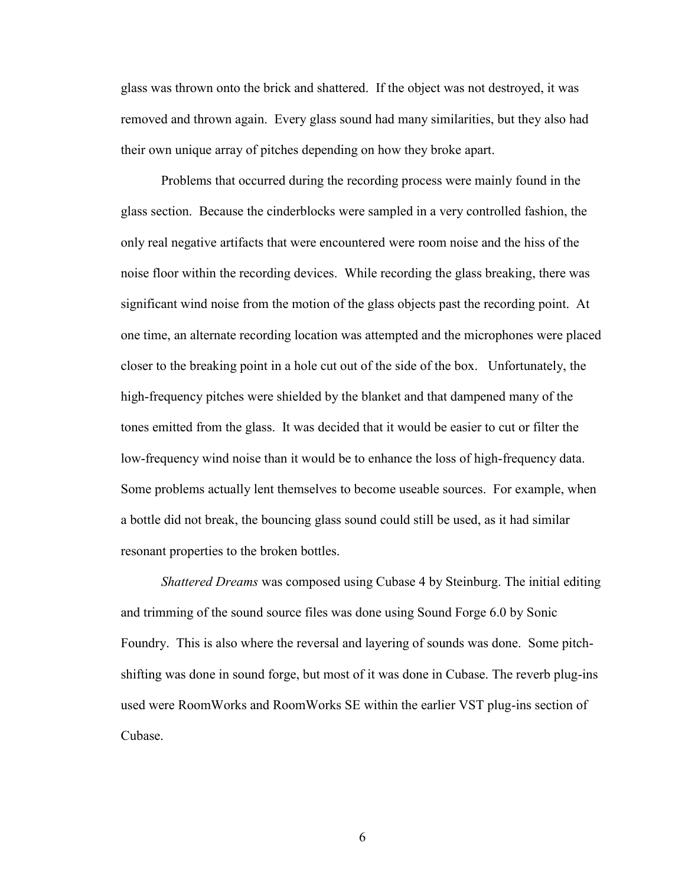glass was thrown onto the brick and shattered. If the object was not destroyed, it was removed and thrown again. Every glass sound had many similarities, but they also had their own unique array of pitches depending on how they broke apart.

Problems that occurred during the recording process were mainly found in the glass section. Because the cinderblocks were sampled in a very controlled fashion, the only real negative artifacts that were encountered were room noise and the hiss of the noise floor within the recording devices. While recording the glass breaking, there was significant wind noise from the motion of the glass objects past the recording point. At one time, an alternate recording location was attempted and the microphones were placed closer to the breaking point in a hole cut out of the side of the box. Unfortunately, the high-frequency pitches were shielded by the blanket and that dampened many of the tones emitted from the glass. It was decided that it would be easier to cut or filter the low-frequency wind noise than it would be to enhance the loss of high-frequency data. Some problems actually lent themselves to become useable sources. For example, when a bottle did not break, the bouncing glass sound could still be used, as it had similar resonant properties to the broken bottles.

*Shattered Dreams* was composed using Cubase 4 by Steinburg. The initial editing and trimming of the sound source files was done using Sound Forge 6.0 by Sonic Foundry. This is also where the reversal and layering of sounds was done. Some pitch-shifting was done in sound forge, but most of it was done in Cubase. The reverb plug-ins used were RoomWorks and RoomWorks SE within the earlier VST plug-ins section of Cubase.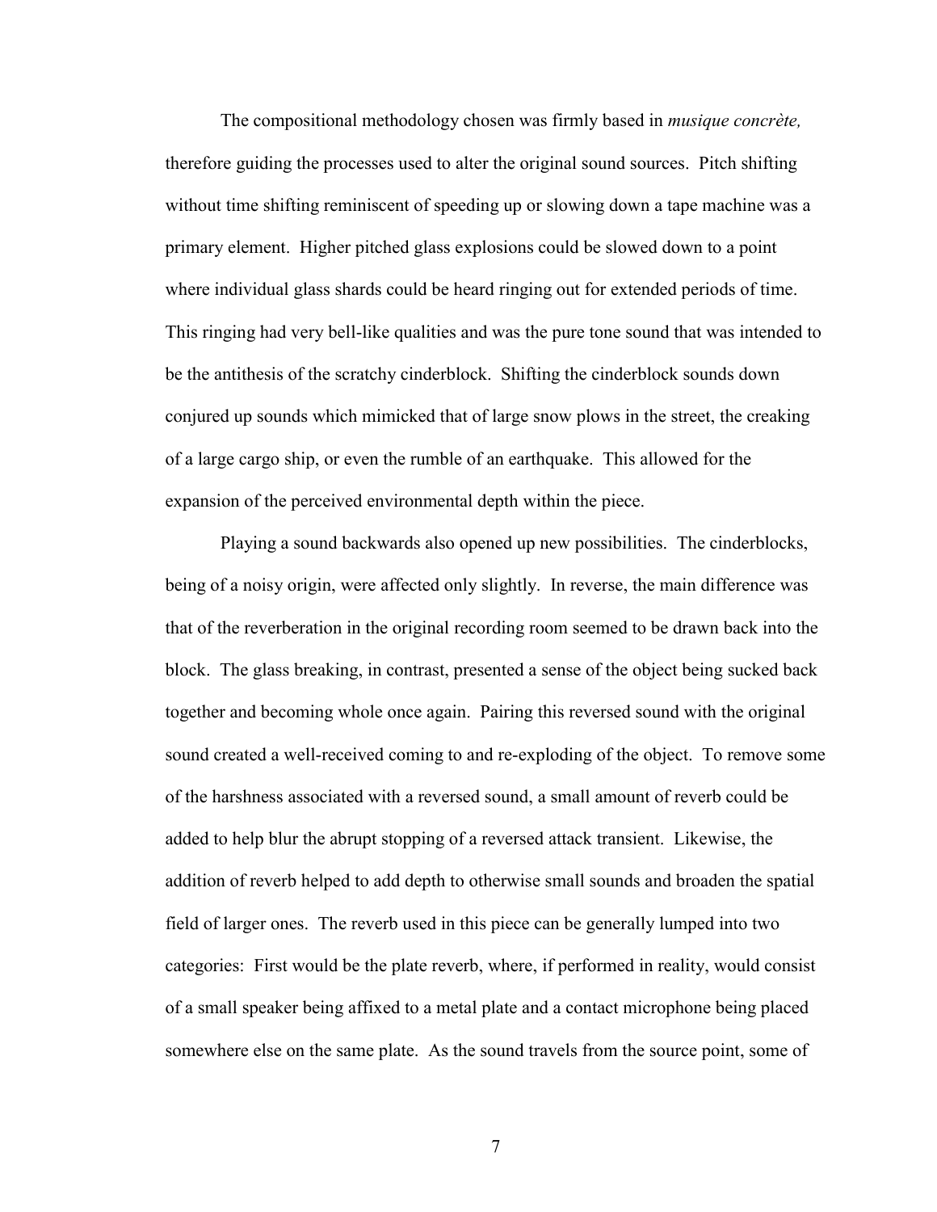The compositional methodology chosen was firmly based in *musique concrète,* therefore guiding the processes used to alter the original sound sources. Pitch shifting without time shifting reminiscent of speeding up or slowing down a tape machine was a primary element. Higher pitched glass explosions could be slowed down to a point where individual glass shards could be heard ringing out for extended periods of time. This ringing had very bell-like qualities and was the pure tone sound that was intended to be the antithesis of the scratchy cinderblock. Shifting the cinderblock sounds down conjured up sounds which mimicked that of large snow plows in the street, the creaking of a large cargo ship, or even the rumble of an earthquake. This allowed for the expansion of the perceived environmental depth within the piece.

Playing a sound backwards also opened up new possibilities. The cinderblocks, being of a noisy origin, were affected only slightly. In reverse, the main difference was that of the reverberation in the original recording room seemed to be drawn back into the block. The glass breaking, in contrast, presented a sense of the object being sucked back together and becoming whole once again. Pairing this reversed sound with the original sound created a well-received coming to and re-exploding of the object. To remove some of the harshness associated with a reversed sound, a small amount of reverb could be added to help blur the abrupt stopping of a reversed attack transient. Likewise, the addition of reverb helped to add depth to otherwise small sounds and broaden the spatial field of larger ones. The reverb used in this piece can be generally lumped into two categories: First would be the plate reverb, where, if performed in reality, would consist of a small speaker being affixed to a metal plate and a contact microphone being placed somewhere else on the same plate. As the sound travels from the source point, some of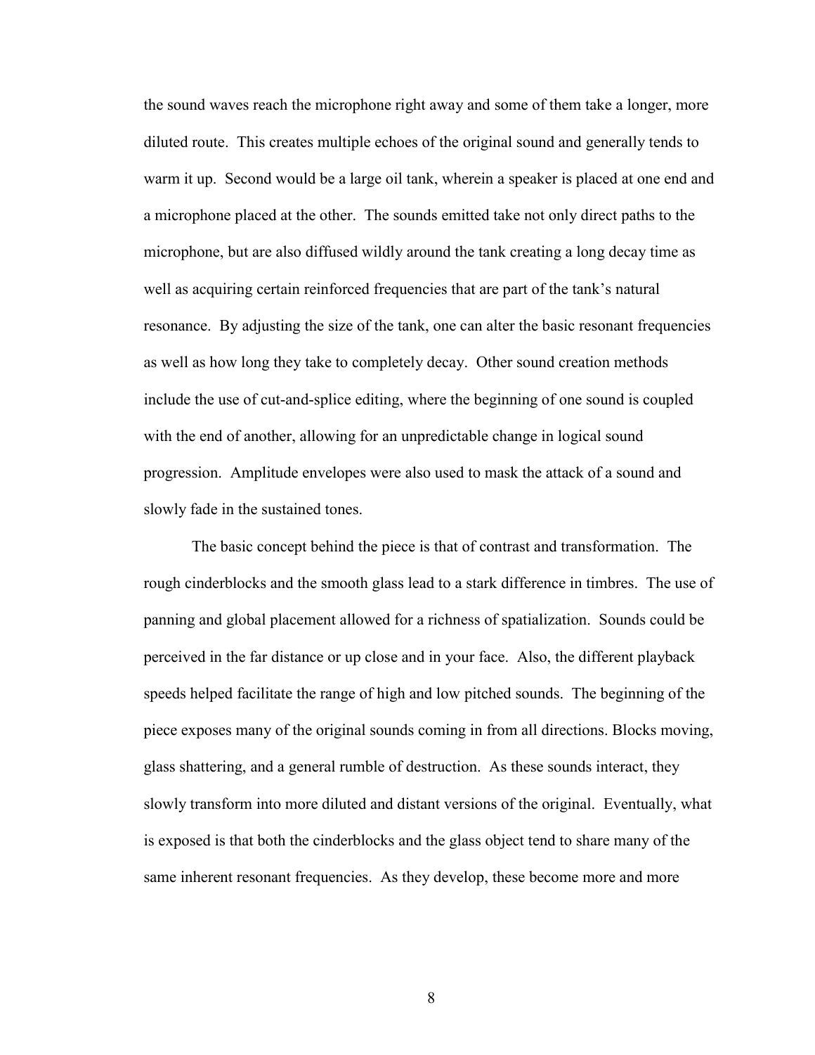the sound waves reach the microphone right away and some of them take a longer, more diluted route. This creates multiple echoes of the original sound and generally tends to warm it up. Second would be a large oil tank, wherein a speaker is placed at one end and a microphone placed at the other. The sounds emitted take not only direct paths to the microphone, but are also diffused wildly around the tank creating a long decay time as well as acquiring certain reinforced frequencies that are part of the tank's natural resonance. By adjusting the size of the tank, one can alter the basic resonant frequencies as well as how long they take to completely decay. Other sound creation methods include the use of cut-and-splice editing, where the beginning of one sound is coupled with the end of another, allowing for an unpredictable change in logical sound progression. Amplitude envelopes were also used to mask the attack of a sound and slowly fade in the sustained tones.

The basic concept behind the piece is that of contrast and transformation. The rough cinderblocks and the smooth glass lead to a stark difference in timbres. The use of panning and global placement allowed for a richness of spatialization. Sounds could be perceived in the far distance or up close and in your face. Also, the different playback speeds helped facilitate the range of high and low pitched sounds. The beginning of the piece exposes many of the original sounds coming in from all directions. Blocks moving, glass shattering, and a general rumble of destruction. As these sounds interact, they slowly transform into more diluted and distant versions of the original. Eventually, what is exposed is that both the cinderblocks and the glass object tend to share many of the same inherent resonant frequencies. As they develop, these become more and more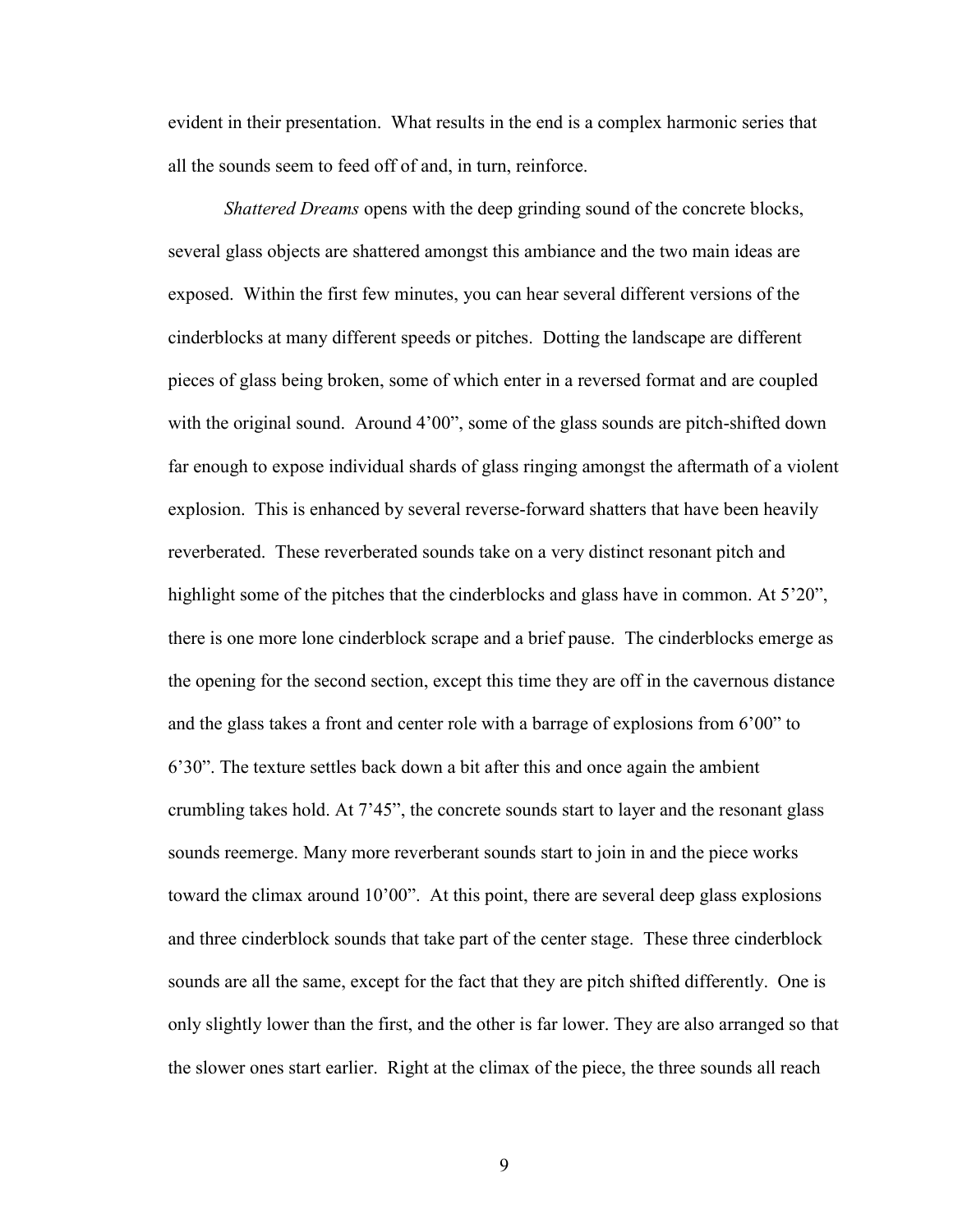evident in their presentation. What results in the end is a complex harmonic series that all the sounds seem to feed off of and, in turn, reinforce.

*Shattered Dreams* opens with the deep grinding sound of the concrete blocks, several glass objects are shattered amongst this ambiance and the two main ideas are exposed. Within the first few minutes, you can hear several different versions of the cinderblocks at many different speeds or pitches. Dotting the landscape are different pieces of glass being broken, some of which enter in a reversed format and are coupled with the original sound. Around 4'00", some of the glass sounds are pitch-shifted down far enough to expose individual shards of glass ringing amongst the aftermath of a violent explosion. This is enhanced by several reverse-forward shatters that have been heavily reverberated. These reverberated sounds take on a very distinct resonant pitch and highlight some of the pitches that the cinderblocks and glass have in common. At 5'20", there is one more lone cinderblock scrape and a brief pause. The cinderblocks emerge as the opening for the second section, except this time they are off in the cavernous distance and the glass takes a front and center role with a barrage of explosions from 6'00" to 6'30". The texture settles back down a bit after this and once again the ambient crumbling takes hold. At 7'45", the concrete sounds start to layer and the resonant glass sounds reemerge. Many more reverberant sounds start to join in and the piece works toward the climax around 10'00". At this point, there are several deep glass explosions and three cinderblock sounds that take part of the center stage. These three cinderblock sounds are all the same, except for the fact that they are pitch shifted differently. One is only slightly lower than the first, and the other is far lower. They are also arranged so that the slower ones start earlier. Right at the climax of the piece, the three sounds all reach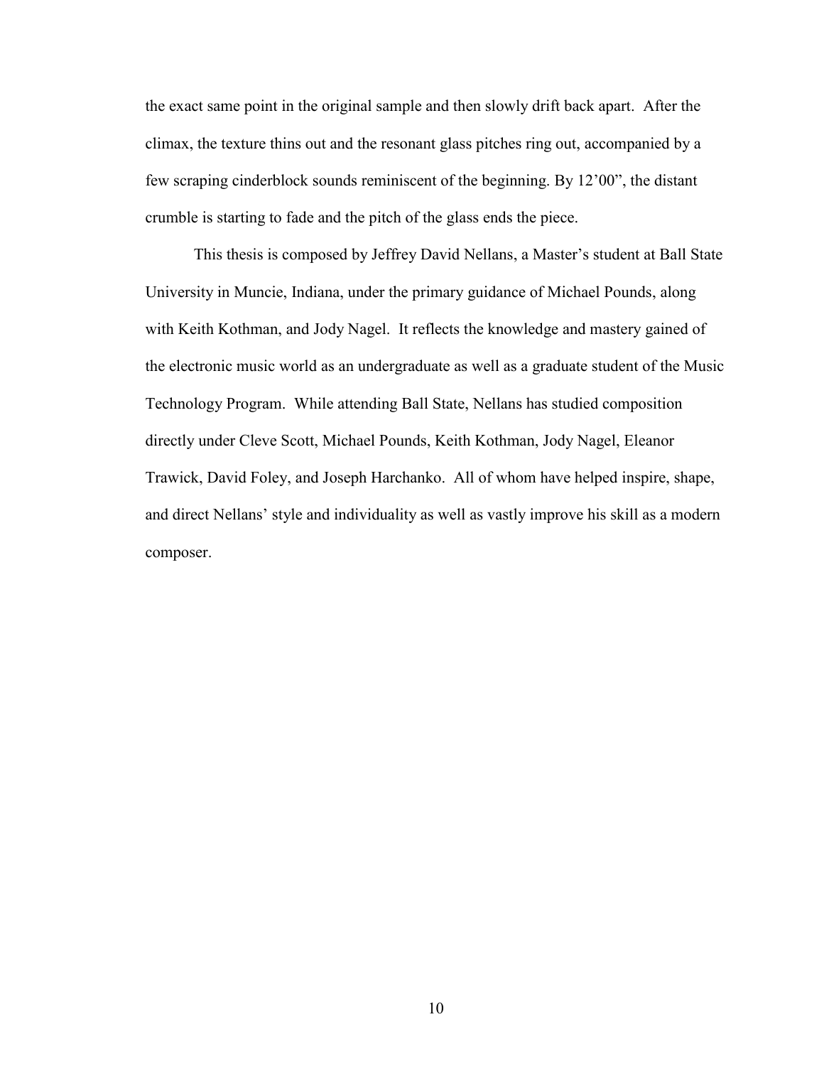the exact same point in the original sample and then slowly drift back apart. After the climax, the texture thins out and the resonant glass pitches ring out, accompanied by a few scraping cinderblock sounds reminiscent of the beginning. By 12'00", the distant crumble is starting to fade and the pitch of the glass ends the piece.

This thesis is composed by Jeffrey David Nellans, a Master's student at Ball State University in Muncie, Indiana, under the primary guidance of Michael Pounds, along with Keith Kothman, and Jody Nagel. It reflects the knowledge and mastery gained of the electronic music world as an undergraduate as well as a graduate student of the Music Technology Program. While attending Ball State, Nellans has studied composition directly under Cleve Scott, Michael Pounds, Keith Kothman, Jody Nagel, Eleanor Trawick, David Foley, and Joseph Harchanko. All of whom have helped inspire, shape, and direct Nellans' style and individuality as well as vastly improve his skill as a modern composer.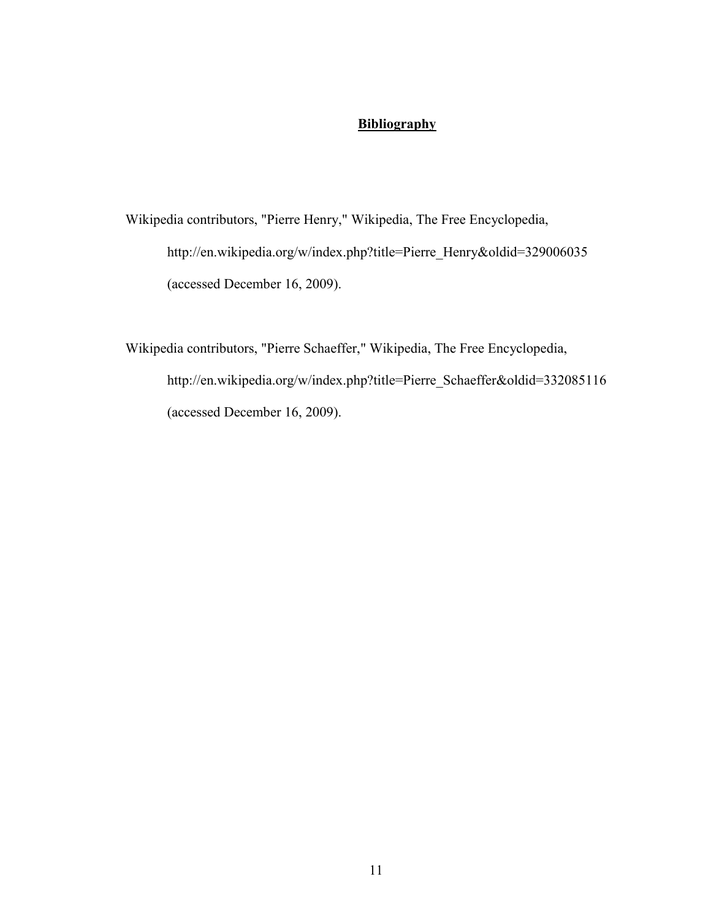## Bibliography

Wikipedia contributors, "Pierre Henry," Wikipedia, The Free Encyclopedia, http://en.wikipedia.org/w/index.php?title=Pierre_Henry&oldid=329006035 (accessed December 16, 2009).

Wikipedia contributors, "Pierre Schaeffer," Wikipedia, The Free Encyclopedia, http://en.wikipedia.org/w/index.php?title=Pierre_Schaeffer&oldid=332085116 (accessed December 16, 2009).